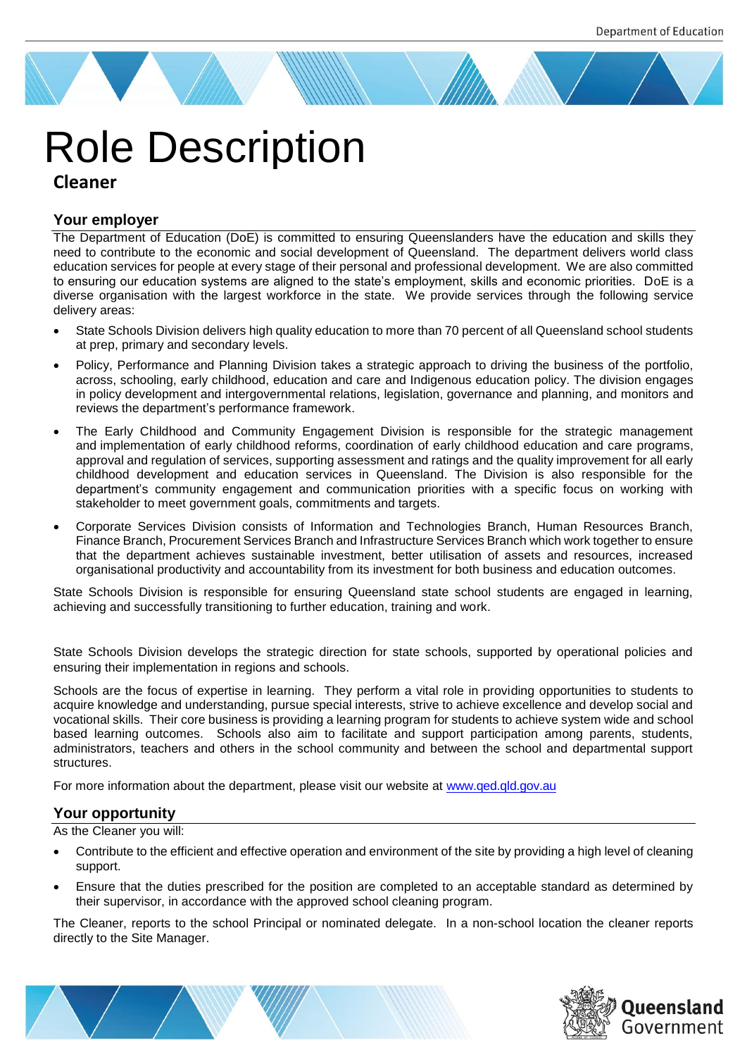# Role Description

## Cleaner

### Your employer

The Department of Education (DoE) is committed to ensuring Queenslanders have the education and skills they need to contribute to the economic and social development of Queensland. The department delivers world class education services for people at every stage of their personal and professional development. We are also committed to ensuring our education systems are aligned to the state's employment, skills and economic priorities. DoE is a diverse organisation with the largest workforce in the state. We provide services through the following service delivery areas:

- State Schools Division delivers high quality education to more than 70 percent of all Queensland school students at prep, primary and secondary levels.
- Policy, Performance and Planning Division takes a strategic approach to driving the business of the portfolio, across, schooling, early childhood, education and care and Indigenous education policy. The division engages in policy development and intergovernmental relations, legislation, governance and planning, and monitors and reviews the department's performance framework.
- The Early Childhood and Community Engagement Division is responsible for the strategic management and implementation of early childhood reforms, coordination of early childhood education and care programs, approval and regulation of services, supporting assessment and ratings and the quality improvement for all early childhood development and education services in Queensland. The Division is also responsible for the department's community engagement and communication priorities with a specific focus on working with stakeholder to meet government goals, commitments and targets.
- Corporate Services Division consists of Information and Technologies Branch, Human Resources Branch, Finance Branch, Procurement Services Branch and Infrastructure Services Branch which work together to ensure that the department achieves sustainable investment, better utilisation of assets and resources, increased organisational productivity and accountability from its investment for both business and education outcomes.

State Schools Division is responsible for ensuring Queensland state school students are engaged in learning, achieving and successfully transitioning to further education, training and work.

State Schools Division develops the strategic direction for state schools, supported by operational policies and ensuring their implementation in regions and schools.

Schools are the focus of expertise in learning. They perform a vital role in providing opportunities to students to acquire knowledge and understanding, pursue special interests, strive to achieve excellence and develop social and vocational skills. Their core business is providing a learning program for students to achieve system wide and school based learning outcomes. Schools also aim to facilitate and support participation among parents, students, administrators, teachers and others in the school community and between the school and departmental support structures.

For more information about the department, please visit our website at [www.qed.qld.gov.au](http://www.qed.qld.gov.au)

### Your opportunity

As the Cleaner you will:

- Contribute to the efficient and effective operation and environment of the site by providing a high level of cleaning support.
- Ensure that the duties prescribed for the position are completed to an acceptable standard as determined by their supervisor, in accordance with the approved school cleaning program.

The Cleaner, reports to the school Principal or nominated delegate. In a non-school location the cleaner reports directly to the Site Manager.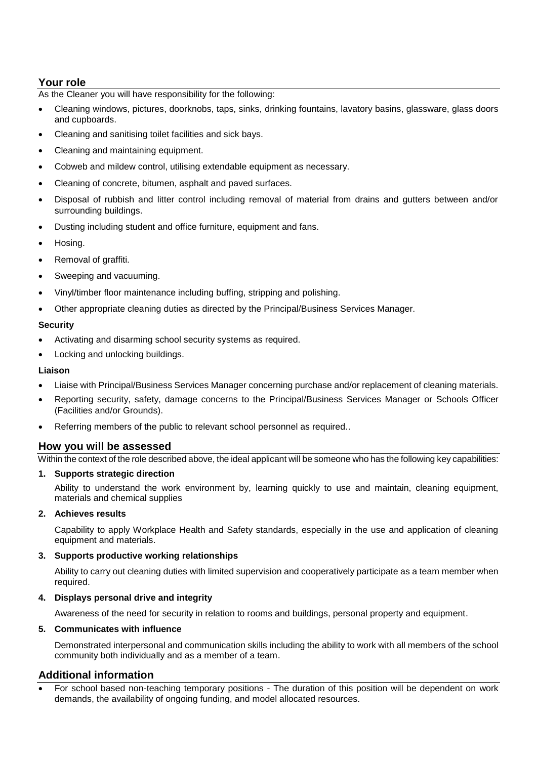## Your role

As the Cleaner you will have responsibility for the following:

- Cleaning windows, pictures, doorknobs, taps, sinks, drinking fountains, lavatory basins, glassware, glass doors and cupboards.
- Cleaning and sanitising toilet facilities and sick bays.
- Cleaning and maintaining equipment.
- Cobweb and mildew control, utilising extendable equipment as necessary.
- Cleaning of concrete, bitumen, asphalt and paved surfaces.
- Disposal of rubbish and litter control including removal of material from drains and gutters between and/or surrounding buildings.
- Dusting including student and office furniture, equipment and fans.
- Hosing.
- Removal of graffiti.
- Sweeping and vacuuming.
- Vinyl/timber floor maintenance including buffing, stripping and polishing.
- Other appropriate cleaning duties as directed by the Principal/Business Services Manager.

**Security**

- Activating and disarming school security systems as required.
- Locking and unlocking buildings.

**Liaison**

- Liaise with Principal/Business Services Manager concerning purchase and/or replacement of cleaning materials.
- Reporting security, safety, damage concerns to the Principal/Business Services Manager or Schools Officer (Facilities and/or Grounds).
- Referring members of the public to relevant school personnel as required..

## How you will be assessed

Within the context of the role described above, the ideal applicant will be someone who has the following key capabilities:

1. **Supports strategic direction**

   Ability to understand the work environment by, learning quickly to use and maintain, cleaning equipment, materials and chemical supplies

2. **Achieves results**

   Capability to apply Workplace Health and Safety standards, especially in the use and application of cleaning equipment and materials.

3. **Supports productive working relationships**

   Ability to carry out cleaning duties with limited supervision and cooperatively participate as a team member when required.

4. **Displays personal drive and integrity**

   Awareness of the need for security in relation to rooms and buildings, personal property and equipment.

5. **Communicates with influence**

   Demonstrated interpersonal and communication skills including the ability to work with all members of the school community both individually and as a member of a team.

## Additional information

- For school based non-teaching temporary positions - The duration of this position will be dependent on work demands, the availability of ongoing funding, and model allocated resources.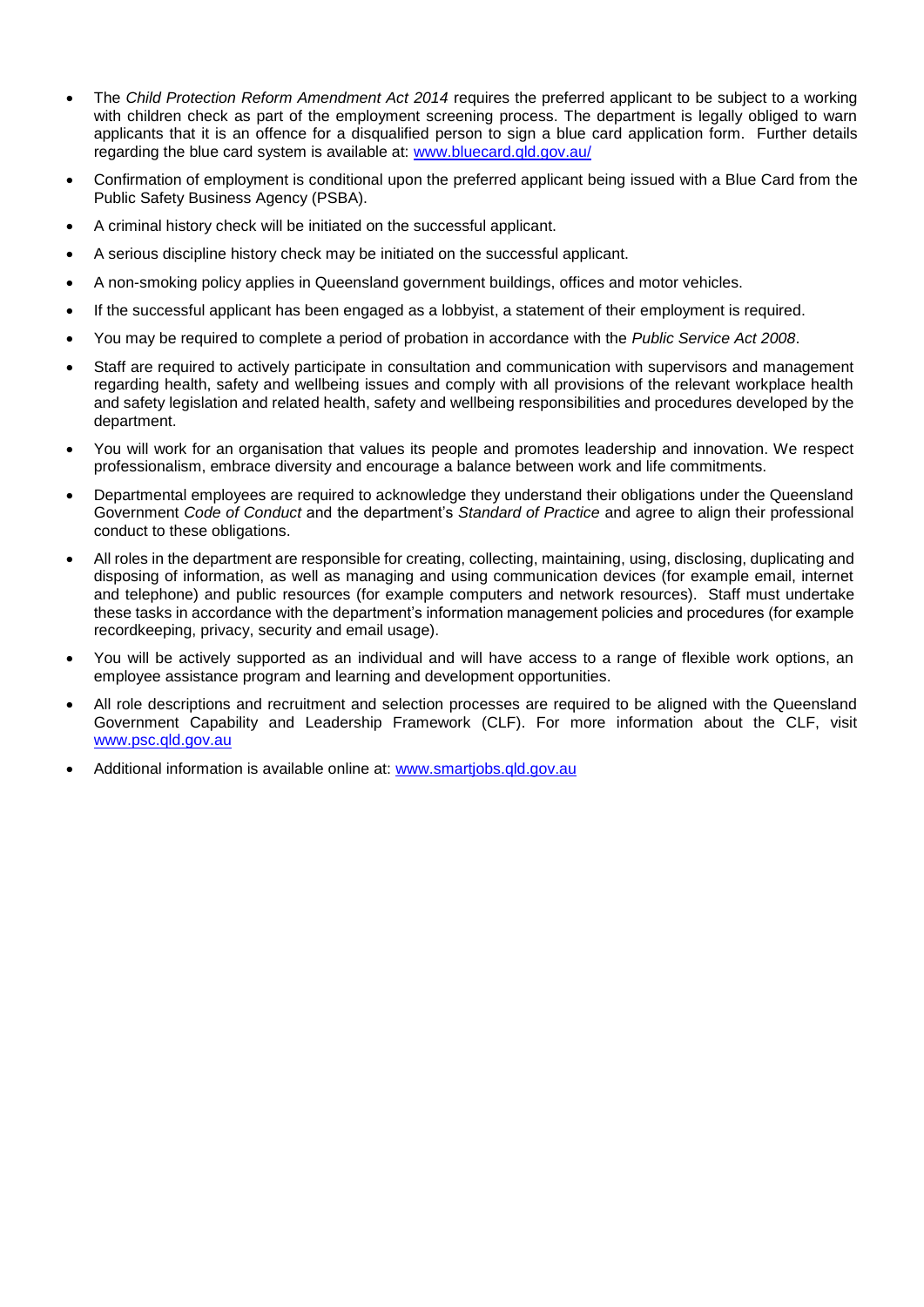- The *Child Protection Reform Amendment Act 2014* requires the preferred applicant to be subject to a working with children check as part of the employment screening process. The department is legally obliged to warn applicants that it is an offence for a disqualified person to sign a blue card application form. Further details regarding the blue card system is available at: [www.bluecard.qld.gov.au/](http://www.bluecard.qld.gov.au/)
- Confirmation of employment is conditional upon the preferred applicant being issued with a Blue Card from the Public Safety Business Agency (PSBA).
- A criminal history check will be initiated on the successful applicant.
- A serious discipline history check may be initiated on the successful applicant.
- A non-smoking policy applies in Queensland government buildings, offices and motor vehicles.
- If the successful applicant has been engaged as a lobbyist, a statement of their employment is required.
- You may be required to complete a period of probation in accordance with the *Public Service Act 2008*.
- Staff are required to actively participate in consultation and communication with supervisors and management regarding health, safety and wellbeing issues and comply with all provisions of the relevant workplace health and safety legislation and related health, safety and wellbeing responsibilities and procedures developed by the department.
- You will work for an organisation that values its people and promotes leadership and innovation. We respect professionalism, embrace diversity and encourage a balance between work and life commitments.
- Departmental employees are required to acknowledge they understand their obligations under the Queensland Government *Code of Conduct* and the department's *Standard of Practice* and agree to align their professional conduct to these obligations.
- All roles in the department are responsible for creating, collecting, maintaining, using, disclosing, duplicating and disposing of information, as well as managing and using communication devices (for example email, internet and telephone) and public resources (for example computers and network resources). Staff must undertake these tasks in accordance with the department's information management policies and procedures (for example recordkeeping, privacy, security and email usage).
- You will be actively supported as an individual and will have access to a range of flexible work options, an employee assistance program and learning and development opportunities.
- All role descriptions and recruitment and selection processes are required to be aligned with the Queensland Government Capability and Leadership Framework (CLF). For more information about the CLF, visit [www.psc.qld.gov.au](http://www.psc.qld.gov.au)
- Additional information is available online at: [www.smartjobs.qld.gov.au](http://www.smartjobs.qld.gov.au)